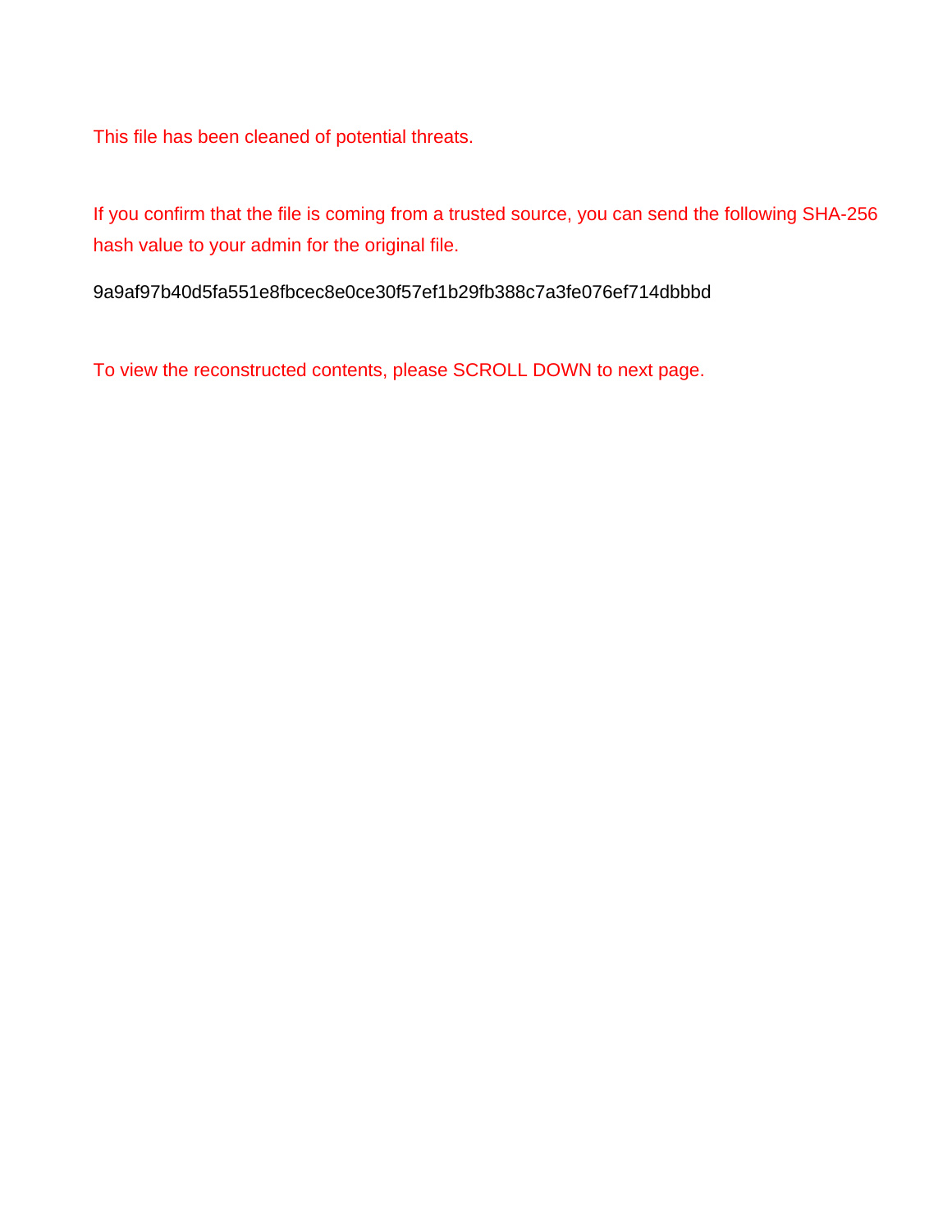This file has been cleaned of potential threats.

If you confirm that the file is coming from a trusted source, you can send the following SHA-256 hash value to your admin for the original file.

9a9af97b40d5fa551e8fbcec8e0ce30f57ef1b29fb388c7a3fe076ef714dbbbd

To view the reconstructed contents, please SCROLL DOWN to next page.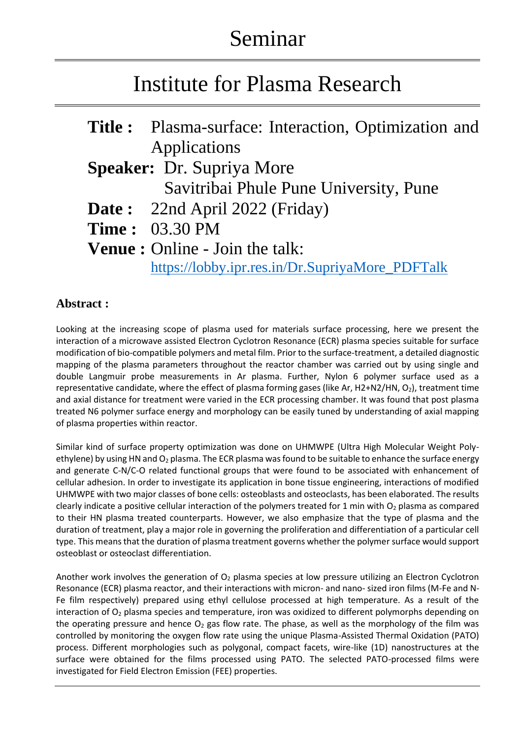# Seminar

# Institute for Plasma Research

**Title :** Plasma-surface: Interaction, Optimization and Applications

**Speaker:** Dr. Supriya More
Savitribai Phule Pune University, Pune

**Date :** 22nd April 2022 (Friday)

**Time :** 03.30 PM

**Venue :** Online - Join the talk:
https://lobby.ipr.res.in/Dr.SupriyaMore_PDFTalk

**Abstract :**

Looking at the increasing scope of plasma used for materials surface processing, here we present the interaction of a microwave assisted Electron Cyclotron Resonance (ECR) plasma species suitable for surface modification of bio-compatible polymers and metal film. Prior to the surface-treatment, a detailed diagnostic mapping of the plasma parameters throughout the reactor chamber was carried out by using single and double Langmuir probe measurements in Ar plasma. Further, Nylon 6 polymer surface used as a representative candidate, where the effect of plasma forming gases (like Ar, H2+N2/HN, $O_2$), treatment time and axial distance for treatment were varied in the ECR processing chamber. It was found that post plasma treated N6 polymer surface energy and morphology can be easily tuned by understanding of axial mapping of plasma properties within reactor.

Similar kind of surface property optimization was done on UHMWPE (Ultra High Molecular Weight Poly-ethylene) by using HN and $O_2$ plasma. The ECR plasma was found to be suitable to enhance the surface energy and generate C-N/C-O related functional groups that were found to be associated with enhancement of cellular adhesion. In order to investigate its application in bone tissue engineering, interactions of modified UHMWPE with two major classes of bone cells: osteoblasts and osteoclasts, has been elaborated. The results clearly indicate a positive cellular interaction of the polymers treated for 1 min with $O_2$ plasma as compared to their HN plasma treated counterparts. However, we also emphasize that the type of plasma and the duration of treatment, play a major role in governing the proliferation and differentiation of a particular cell type. This means that the duration of plasma treatment governs whether the polymer surface would support osteoblast or osteoclast differentiation.

Another work involves the generation of $O_2$ plasma species at low pressure utilizing an Electron Cyclotron Resonance (ECR) plasma reactor, and their interactions with micron- and nano- sized iron films (M-Fe and N-Fe film respectively) prepared using ethyl cellulose processed at high temperature. As a result of the interaction of $O_2$ plasma species and temperature, iron was oxidized to different polymorphs depending on the operating pressure and hence $O_2$ gas flow rate. The phase, as well as the morphology of the film was controlled by monitoring the oxygen flow rate using the unique Plasma-Assisted Thermal Oxidation (PATO) process. Different morphologies such as polygonal, compact facets, wire-like (1D) nanostructures at the surface were obtained for the films processed using PATO. The selected PATO-processed films were investigated for Field Electron Emission (FEE) properties.